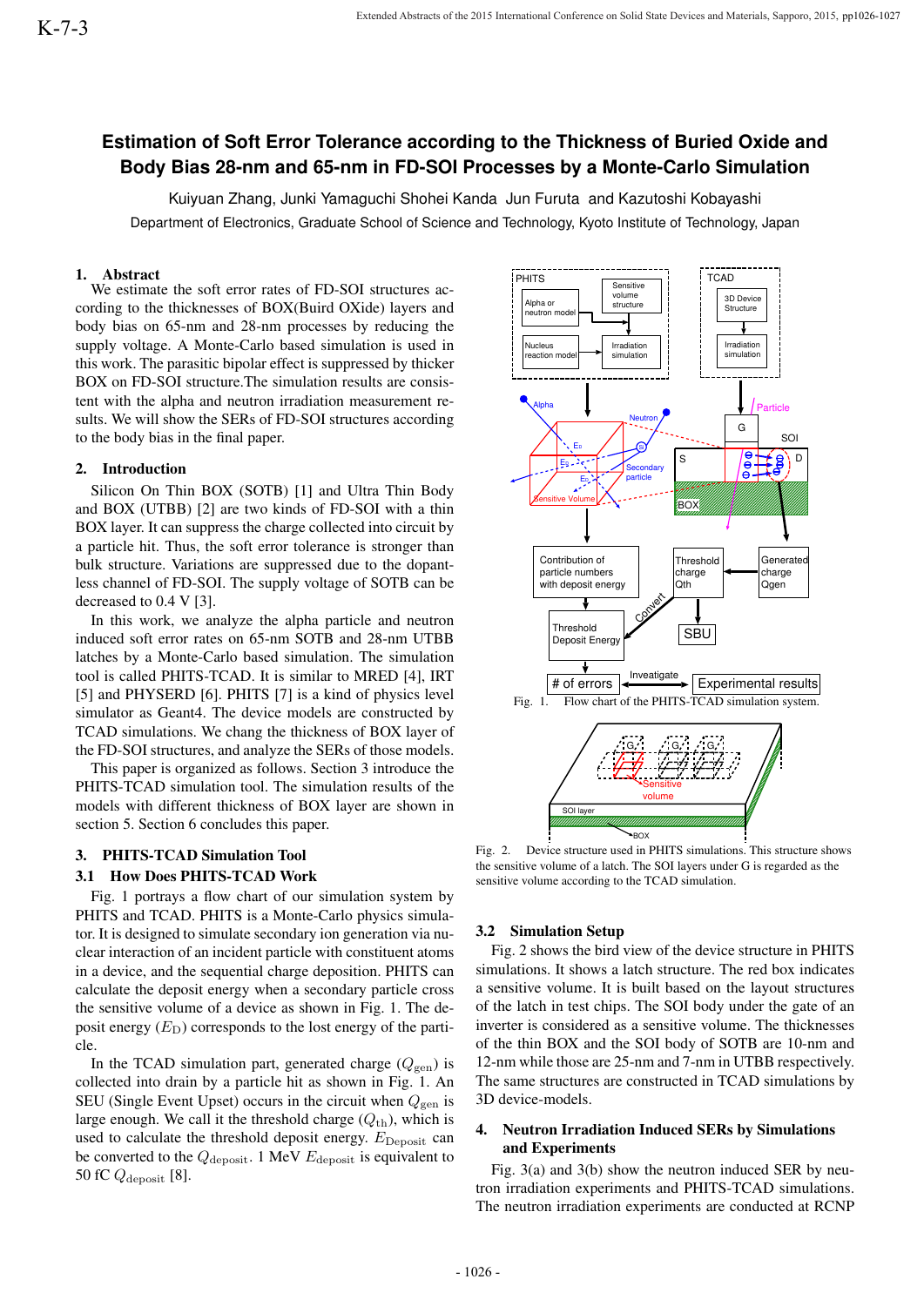K-7-3

# Estimation of Soft Error Tolerance according to the Thickness of Buried Oxide and Body Bias 28-nm and 65-nm in FD-SOI Processes by a Monte-Carlo Simulation

Kuiyuan Zhang, Junki Yamaguchi Shohei Kanda Jun Furuta and Kazutoshi Kobayashi

Department of Electronics, Graduate School of Science and Technology, Kyoto Institute of Technology, Japan

## 1. Abstract

We estimate the soft error rates of FD-SOI structures according to the thicknesses of BOX(Buird OXide) layers and body bias on 65-nm and 28-nm processes by reducing the supply voltage. A Monte-Carlo based simulation is used in this work. The parasitic bipolar effect is suppressed by thicker BOX on FD-SOI structure.The simulation results are consistent with the alpha and neutron irradiation measurement results. We will show the SERs of FD-SOI structures according to the body bias in the final paper.

## 2. Introduction

Silicon On Thin BOX (SOTB) [1] and Ultra Thin Body and BOX (UTBB) [2] are two kinds of FD-SOI with a thin BOX layer. It can suppress the charge collected into circuit by a particle hit. Thus, the soft error tolerance is stronger than bulk structure. Variations are suppressed due to the dopantless channel of FD-SOI. The supply voltage of SOTB can be decreased to 0.4 V [3].

In this work, we analyze the alpha particle and neutron induced soft error rates on 65-nm SOTB and 28-nm UTBB latches by a Monte-Carlo based simulation. The simulation tool is called PHITS-TCAD. It is similar to MRED [4], IRT [5] and PHYSERD [6]. PHITS [7] is a kind of physics level simulator as Geant4. The device models are constructed by TCAD simulations. We chang the thickness of BOX layer of the FD-SOI structures, and analyze the SERs of those models.

This paper is organized as follows. Section 3 introduce the PHITS-TCAD simulation tool. The simulation results of the models with different thickness of BOX layer are shown in section 5. Section 6 concludes this paper.

## 3. PHITS-TCAD Simulation Tool

### 3.1 How Does PHITS-TCAD Work

Fig. 1 portrays a flow chart of our simulation system by PHITS and TCAD. PHITS is a Monte-Carlo physics simulator. It is designed to simulate secondary ion generation via nuclear interaction of an incident particle with constituent atoms in a device, and the sequential charge deposition. PHITS can calculate the deposit energy when a secondary particle cross the sensitive volume of a device as shown in Fig. 1. The deposit energy ($E_{\mathrm{D}}$) corresponds to the lost energy of the particle.

In the TCAD simulation part, generated charge ($Q_{\mathrm{gen}}$) is collected into drain by a particle hit as shown in Fig. 1. An SEU (Single Event Upset) occurs in the circuit when $Q_{\mathrm{gen}}$ is large enough. We call it the threshold charge ($Q_{\mathrm{th}}$), which is used to calculate the threshold deposit energy. $E_{\mathrm{Deposit}}$ can be converted to the $Q_{\mathrm{deposit}}$. 1 MeV $E_{\mathrm{deposit}}$ is equivalent to 50 fC $Q_{\mathrm{deposit}}$ [8].

Fig. 1. Flow chart of the PHITS-TCAD simulation system.

Fig. 2. Device structure used in PHITS simulations. This structure shows the sensitive volume of a latch. The SOI layers under G is regarded as the sensitive volume according to the TCAD simulation.

### 3.2 Simulation Setup

Fig. 2 shows the bird view of the device structure in PHITS simulations. It shows a latch structure. The red box indicates a sensitive volume. It is built based on the layout structures of the latch in test chips. The SOI body under the gate of an inverter is considered as a sensitive volume. The thicknesses of the thin BOX and the SOI body of SOTB are 10-nm and 12-nm while those are 25-nm and 7-nm in UTBB respectively. The same structures are constructed in TCAD simulations by 3D device-models.

## 4. Neutron Irradiation Induced SERs by Simulations and Experiments

Fig. 3(a) and 3(b) show the neutron induced SER by neutron irradiation experiments and PHITS-TCAD simulations. The neutron irradiation experiments are conducted at RCNP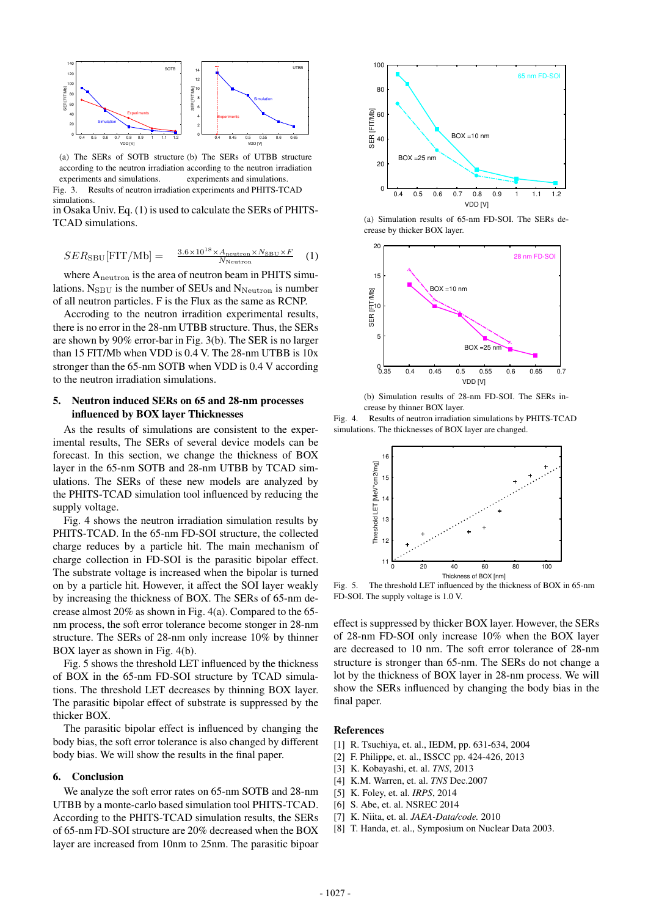140
120
100
80
60
40
20
0
SER [FIT/Mb]
SOTB
Experiments
Simulation
0.4 0.5 0.6 0.7 0.8 0.9 1 1.1 1.2
VDD [V]

14
12
10
8
6
4
2
0
SER [FIT/Mb]
UTBB
Simulation
Experiments
0.4 0.45 0.5 0.55 0.6 0.65
VDD [V]

(a) The SERs of SOTB structure according to the neutron irradiation experiments and simulations.

(b) The SERs of UTBB structure according to the neutron irradiation experiments and simulations.

Fig. 3. Results of neutron irradiation experiments and PHITS-TCAD simulations.

in Osaka Univ. Eq. (1) is used to calculate the SERs of PHITS-TCAD simulations.

$$SER_{\mathrm{SBU}}[\mathrm{FIT/Mb}] = \frac{3.6\times10^{18}\times A_{\mathrm{neutron}}\times N_{\mathrm{SBU}}\times F}{N_{\mathrm{Neutron}}} \quad (1)$$

where $A_{\mathrm{neutron}}$ is the area of neutron beam in PHITS simulations. $N_{\mathrm{SBU}}$ is the number of SEUs and $N_{\mathrm{Neutron}}$ is number of all neutron particles. F is the Flux as the same as RCNP.

Accroding to the neutron irradition experimental results, there is no error in the 28-nm UTBB structure. Thus, the SERs are shown by 90% error-bar in Fig. 3(b). The SER is no larger than 15 FIT/Mb when VDD is 0.4 V. The 28-nm UTBB is 10x stronger than the 65-nm SOTB when VDD is 0.4 V according to the neutron irradiation simulations.

## 5. Neutron induced SERs on 65 and 28-nm processes influenced by BOX layer Thicknesses

As the results of simulations are consistent to the experimental results, The SERs of several device models can be forecast. In this section, we change the thickness of BOX layer in the 65-nm SOTB and 28-nm UTBB by TCAD simulations. The SERs of these new models are analyzed by the PHITS-TCAD simulation tool influenced by reducing the supply voltage.

Fig. 4 shows the neutron irradiation simulation results by PHITS-TCAD. In the 65-nm FD-SOI structure, the collected charge reduces by a particle hit. The main mechanism of charge collection in FD-SOI is the parasitic bipolar effect. The substrate voltage is increased when the bipolar is turned on by a particle hit. However, it affect the SOI layer weakly by increasing the thickness of BOX. The SERs of 65-nm decrease almost 20% as shown in Fig. 4(a). Compared to the 65-nm process, the soft error tolerance become stonger in 28-nm structure. The SERs of 28-nm only increase 10% by thinner BOX layer as shown in Fig. 4(b).

Fig. 5 shows the threshold LET influenced by the thickness of BOX in the 65-nm FD-SOI structure by TCAD simulations. The threshold LET decreases by thinning BOX layer. The parasitic bipolar effect of substrate is suppressed by the thicker BOX.

The parasitic bipolar effect is influenced by changing the body bias, the soft error tolerance is also changed by different body bias. We will show the results in the final paper.

## 6. Conclusion

We analyze the soft error rates on 65-nm SOTB and 28-nm UTBB by a monte-carlo based simulation tool PHITS-TCAD. According to the PHITS-TCAD simulation results, the SERs of 65-nm FD-SOI structure are 20% decreased when the BOX layer are increased from 10nm to 25nm. The parasitic bipoar effect is suppressed by thicker BOX layer. However, the SERs of 28-nm FD-SOI only increase 10% when the BOX layer are decreased to 10 nm. The soft error tolerance of 28-nm structure is stronger than 65-nm. The SERs do not change a lot by the thickness of BOX layer in 28-nm process. We will show the SERs influenced by changing the body bias in the final paper.

100
80
60
40
20
0
SER [FIT/Mb]
65 nm FD-SOI
BOX =10 nm
BOX =25 nm
0.4 0.5 0.6 0.7 0.8 0.9 1 1.1 1.2
VDD [V]

(a) Simulation results of 65-nm FD-SOI. The SERs decrease by thicker BOX layer.

20
15
10
5
0
SER [FIT/Mb]
28 nm FD-SOI
BOX =10 nm
BOX =25 nm
0.35 0.4 0.45 0.5 0.55 0.6 0.65 0.7
VDD [V]

(b) Simulation results of 28-nm FD-SOI. The SERs increase by thinner BOX layer.

Fig. 4. Results of neutron irradiation simulations by PHITS-TCAD simulations. The thicknesses of BOX layer are changed.

16
15
14
13
12
11
Threshold LET [MeV*cm2/mg]
0 20 40 60 80 100
Thickness of BOX [nm]

Fig. 5. The threshold LET influenced by the thickness of BOX in 65-nm FD-SOI. The supply voltage is 1.0 V.

## References

[1] R. Tsuchiya, et. al., IEDM, pp. 631-634, 2004
[2] F. Philippe, et. al., ISSCC pp. 424-426, 2013
[3] K. Kobayashi, et. al. *TNS*, 2013
[4] K.M. Warren, et. al. *TNS* Dec.2007
[5] K. Foley, et. al. *IRPS*, 2014
[6] S. Abe, et. al. NSREC 2014
[7] K. Niita, et. al. *JAEA-Data/code.* 2010
[8] T. Handa, et. al., Symposium on Nuclear Data 2003.